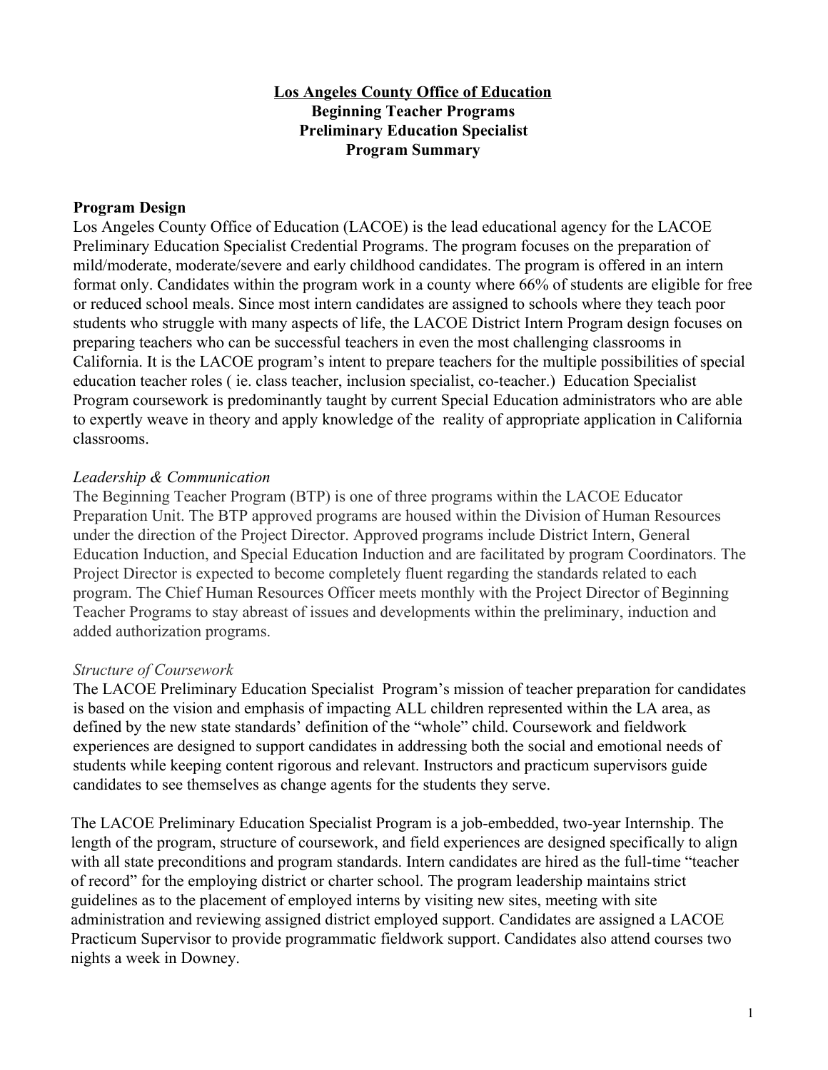# Los Angeles County Office of Education
## Beginning Teacher Programs
## Preliminary Education Specialist
## Program Summary

### Program Design

Los Angeles County Office of Education (LACOE) is the lead educational agency for the LACOE Preliminary Education Specialist Credential Programs. The program focuses on the preparation of mild/moderate, moderate/severe and early childhood candidates. The program is offered in an intern format only. Candidates within the program work in a county where 66% of students are eligible for free or reduced school meals. Since most intern candidates are assigned to schools where they teach poor students who struggle with many aspects of life, the LACOE District Intern Program design focuses on preparing teachers who can be successful teachers in even the most challenging classrooms in California. It is the LACOE program's intent to prepare teachers for the multiple possibilities of special education teacher roles ( ie. class teacher, inclusion specialist, co-teacher.) Education Specialist Program coursework is predominantly taught by current Special Education administrators who are able to expertly weave in theory and apply knowledge of the reality of appropriate application in California classrooms.

*Leadership & Communication*

The Beginning Teacher Program (BTP) is one of three programs within the LACOE Educator Preparation Unit. The BTP approved programs are housed within the Division of Human Resources under the direction of the Project Director. Approved programs include District Intern, General Education Induction, and Special Education Induction and are facilitated by program Coordinators. The Project Director is expected to become completely fluent regarding the standards related to each program. The Chief Human Resources Officer meets monthly with the Project Director of Beginning Teacher Programs to stay abreast of issues and developments within the preliminary, induction and added authorization programs.

*Structure of Coursework*

The LACOE Preliminary Education Specialist Program's mission of teacher preparation for candidates is based on the vision and emphasis of impacting ALL children represented within the LA area, as defined by the new state standards' definition of the "whole" child. Coursework and fieldwork experiences are designed to support candidates in addressing both the social and emotional needs of students while keeping content rigorous and relevant. Instructors and practicum supervisors guide candidates to see themselves as change agents for the students they serve.

The LACOE Preliminary Education Specialist Program is a job-embedded, two-year Internship. The length of the program, structure of coursework, and field experiences are designed specifically to align with all state preconditions and program standards. Intern candidates are hired as the full-time "teacher of record" for the employing district or charter school. The program leadership maintains strict guidelines as to the placement of employed interns by visiting new sites, meeting with site administration and reviewing assigned district employed support. Candidates are assigned a LACOE Practicum Supervisor to provide programmatic fieldwork support. Candidates also attend courses two nights a week in Downey.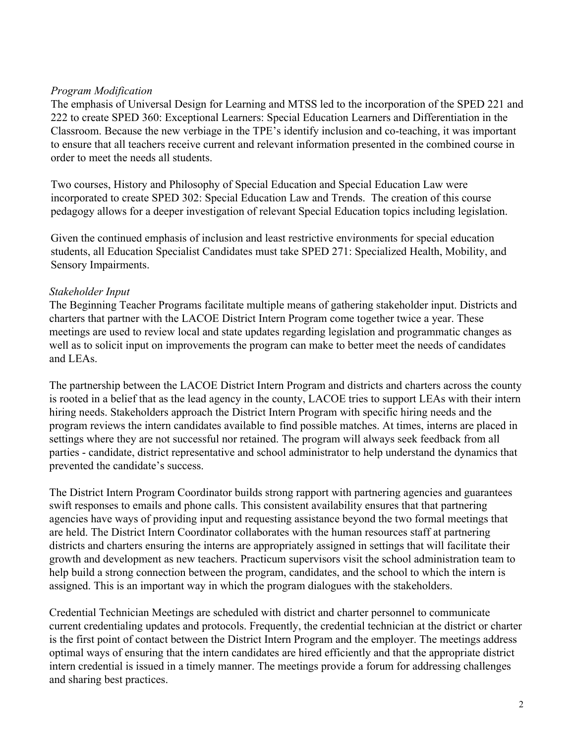*Program Modification*

The emphasis of Universal Design for Learning and MTSS led to the incorporation of the SPED 221 and 222 to create SPED 360: Exceptional Learners: Special Education Learners and Differentiation in the Classroom. Because the new verbiage in the TPE's identify inclusion and co-teaching, it was important to ensure that all teachers receive current and relevant information presented in the combined course in order to meet the needs all students.

Two courses, History and Philosophy of Special Education and Special Education Law were incorporated to create SPED 302: Special Education Law and Trends. The creation of this course pedagogy allows for a deeper investigation of relevant Special Education topics including legislation.

Given the continued emphasis of inclusion and least restrictive environments for special education students, all Education Specialist Candidates must take SPED 271: Specialized Health, Mobility, and Sensory Impairments.

*Stakeholder Input*

The Beginning Teacher Programs facilitate multiple means of gathering stakeholder input. Districts and charters that partner with the LACOE District Intern Program come together twice a year. These meetings are used to review local and state updates regarding legislation and programmatic changes as well as to solicit input on improvements the program can make to better meet the needs of candidates and LEAs.

The partnership between the LACOE District Intern Program and districts and charters across the county is rooted in a belief that as the lead agency in the county, LACOE tries to support LEAs with their intern hiring needs. Stakeholders approach the District Intern Program with specific hiring needs and the program reviews the intern candidates available to find possible matches. At times, interns are placed in settings where they are not successful nor retained. The program will always seek feedback from all parties - candidate, district representative and school administrator to help understand the dynamics that prevented the candidate's success.

The District Intern Program Coordinator builds strong rapport with partnering agencies and guarantees swift responses to emails and phone calls. This consistent availability ensures that that partnering agencies have ways of providing input and requesting assistance beyond the two formal meetings that are held. The District Intern Coordinator collaborates with the human resources staff at partnering districts and charters ensuring the interns are appropriately assigned in settings that will facilitate their growth and development as new teachers. Practicum supervisors visit the school administration team to help build a strong connection between the program, candidates, and the school to which the intern is assigned. This is an important way in which the program dialogues with the stakeholders.

Credential Technician Meetings are scheduled with district and charter personnel to communicate current credentialing updates and protocols. Frequently, the credential technician at the district or charter is the first point of contact between the District Intern Program and the employer. The meetings address optimal ways of ensuring that the intern candidates are hired efficiently and that the appropriate district intern credential is issued in a timely manner. The meetings provide a forum for addressing challenges and sharing best practices.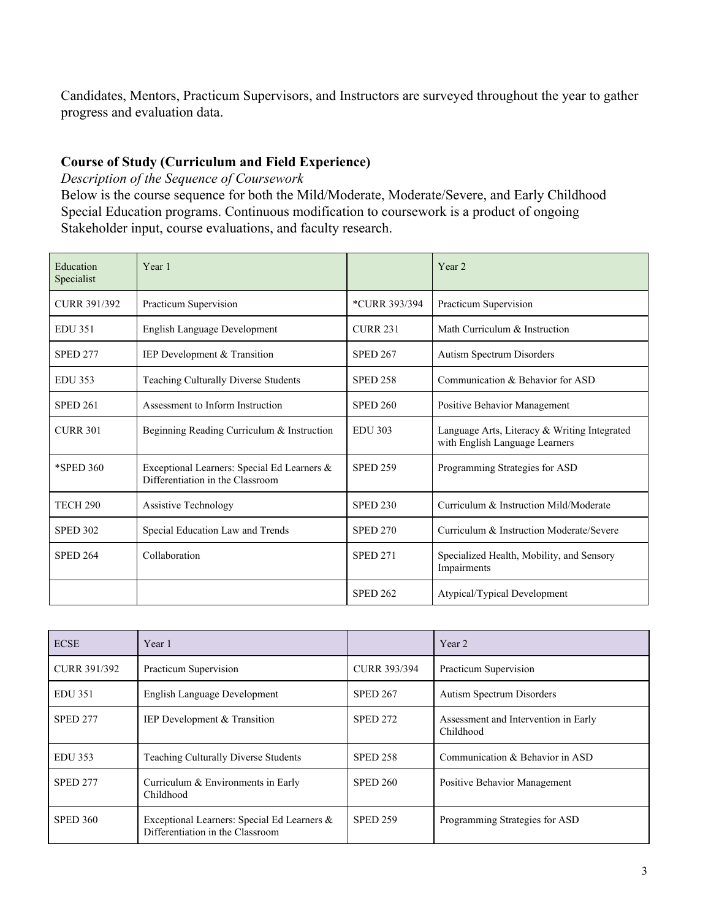Candidates, Mentors, Practicum Supervisors, and Instructors are surveyed throughout the year to gather progress and evaluation data.

**Course of Study (Curriculum and Field Experience)**

*Description of the Sequence of Coursework*

Below is the course sequence for both the Mild/Moderate, Moderate/Severe, and Early Childhood Special Education programs. Continuous modification to coursework is a product of ongoing Stakeholder input, course evaluations, and faculty research.

| Education Specialist | Year 1 | | Year 2 |
|---|---|---|---|
| CURR 391/392 | Practicum Supervision | *CURR 393/394 | Practicum Supervision |
| EDU 351 | English Language Development | CURR 231 | Math Curriculum & Instruction |
| SPED 277 | IEP Development & Transition | SPED 267 | Autism Spectrum Disorders |
| EDU 353 | Teaching Culturally Diverse Students | SPED 258 | Communication & Behavior for ASD |
| SPED 261 | Assessment to Inform Instruction | SPED 260 | Positive Behavior Management |
| CURR 301 | Beginning Reading Curriculum & Instruction | EDU 303 | Language Arts, Literacy & Writing Integrated with English Language Learners |
| *SPED 360 | Exceptional Learners: Special Ed Learners & Differentiation in the Classroom | SPED 259 | Programming Strategies for ASD |
| TECH 290 | Assistive Technology | SPED 230 | Curriculum & Instruction Mild/Moderate |
| SPED 302 | Special Education Law and Trends | SPED 270 | Curriculum & Instruction Moderate/Severe |
| SPED 264 | Collaboration | SPED 271 | Specialized Health, Mobility, and Sensory Impairments |
| | | SPED 262 | Atypical/Typical Development |

| ECSE | Year 1 | | Year 2 |
|---|---|---|---|
| CURR 391/392 | Practicum Supervision | CURR 393/394 | Practicum Supervision |
| EDU 351 | English Language Development | SPED 267 | Autism Spectrum Disorders |
| SPED 277 | IEP Development & Transition | SPED 272 | Assessment and Intervention in Early Childhood |
| EDU 353 | Teaching Culturally Diverse Students | SPED 258 | Communication & Behavior in ASD |
| SPED 277 | Curriculum & Environments in Early Childhood | SPED 260 | Positive Behavior Management |
| SPED 360 | Exceptional Learners: Special Ed Learners & Differentiation in the Classroom | SPED 259 | Programming Strategies for ASD |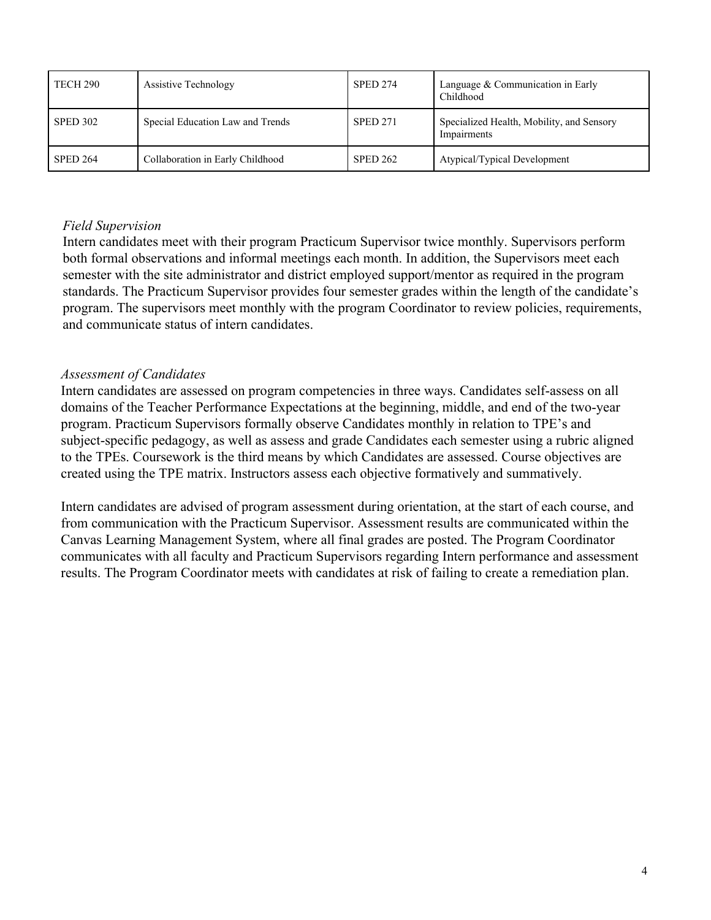| | | | |
|---|---|---|---|
| TECH 290 | Assistive Technology | SPED 274 | Language & Communication in Early Childhood |
| SPED 302 | Special Education Law and Trends | SPED 271 | Specialized Health, Mobility, and Sensory Impairments |
| SPED 264 | Collaboration in Early Childhood | SPED 262 | Atypical/Typical Development |

*Field Supervision*

Intern candidates meet with their program Practicum Supervisor twice monthly. Supervisors perform both formal observations and informal meetings each month. In addition, the Supervisors meet each semester with the site administrator and district employed support/mentor as required in the program standards. The Practicum Supervisor provides four semester grades within the length of the candidate's program. The supervisors meet monthly with the program Coordinator to review policies, requirements, and communicate status of intern candidates.

*Assessment of Candidates*

Intern candidates are assessed on program competencies in three ways. Candidates self-assess on all domains of the Teacher Performance Expectations at the beginning, middle, and end of the two-year program. Practicum Supervisors formally observe Candidates monthly in relation to TPE's and subject-specific pedagogy, as well as assess and grade Candidates each semester using a rubric aligned to the TPEs. Coursework is the third means by which Candidates are assessed. Course objectives are created using the TPE matrix. Instructors assess each objective formatively and summatively.

Intern candidates are advised of program assessment during orientation, at the start of each course, and from communication with the Practicum Supervisor. Assessment results are communicated within the Canvas Learning Management System, where all final grades are posted. The Program Coordinator communicates with all faculty and Practicum Supervisors regarding Intern performance and assessment results. The Program Coordinator meets with candidates at risk of failing to create a remediation plan.